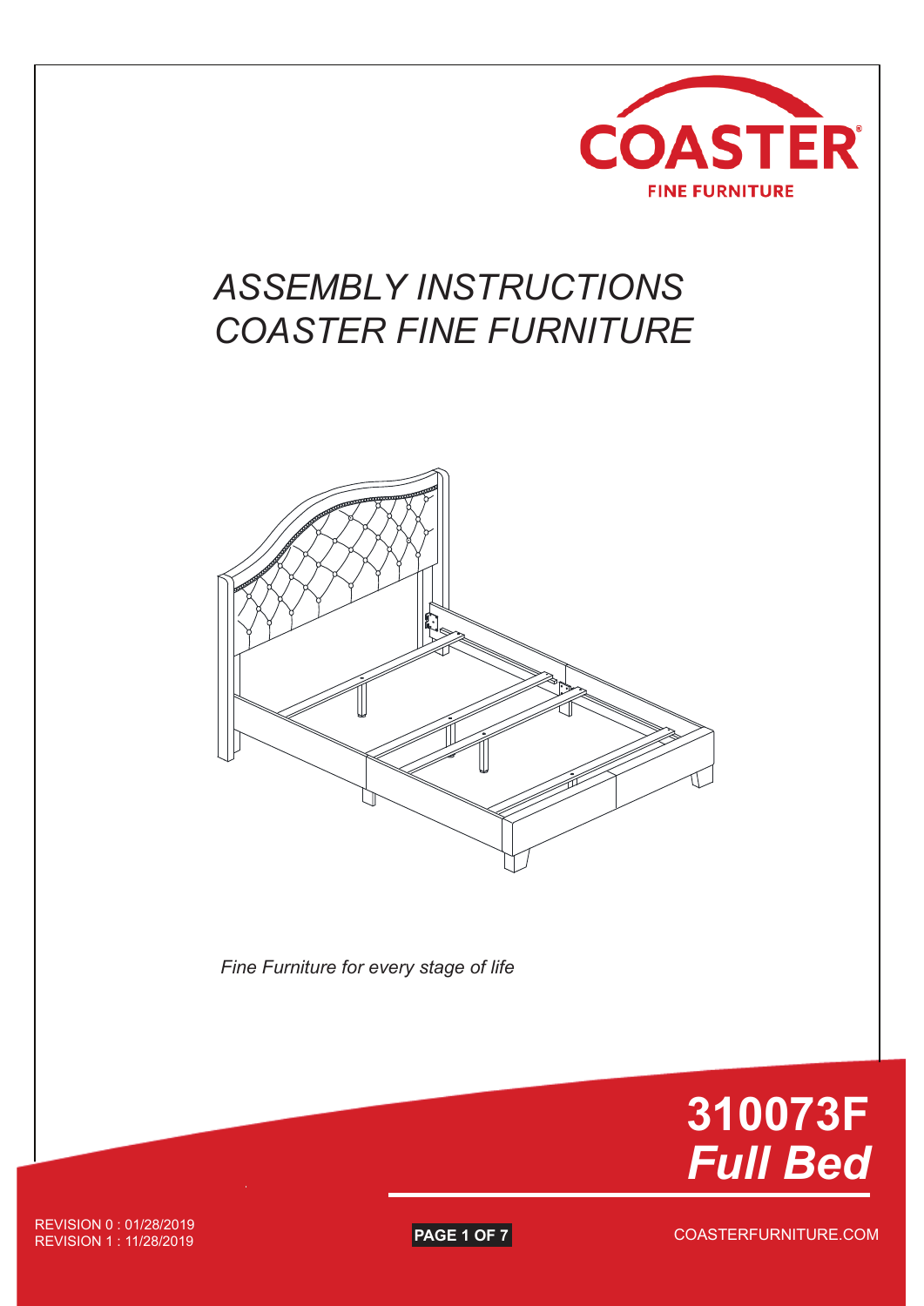COASTER

FINE FURNITURE

# ASSEMBLY INSTRUCTIONS
# COASTER FINE FURNITURE

*Fine Furniture for every stage of life*

# 310073F
## *Full Bed*

REVISION 0 : 01/28/2019
REVISION 1 : 11/28/2019

COASTERFURNITURE.COM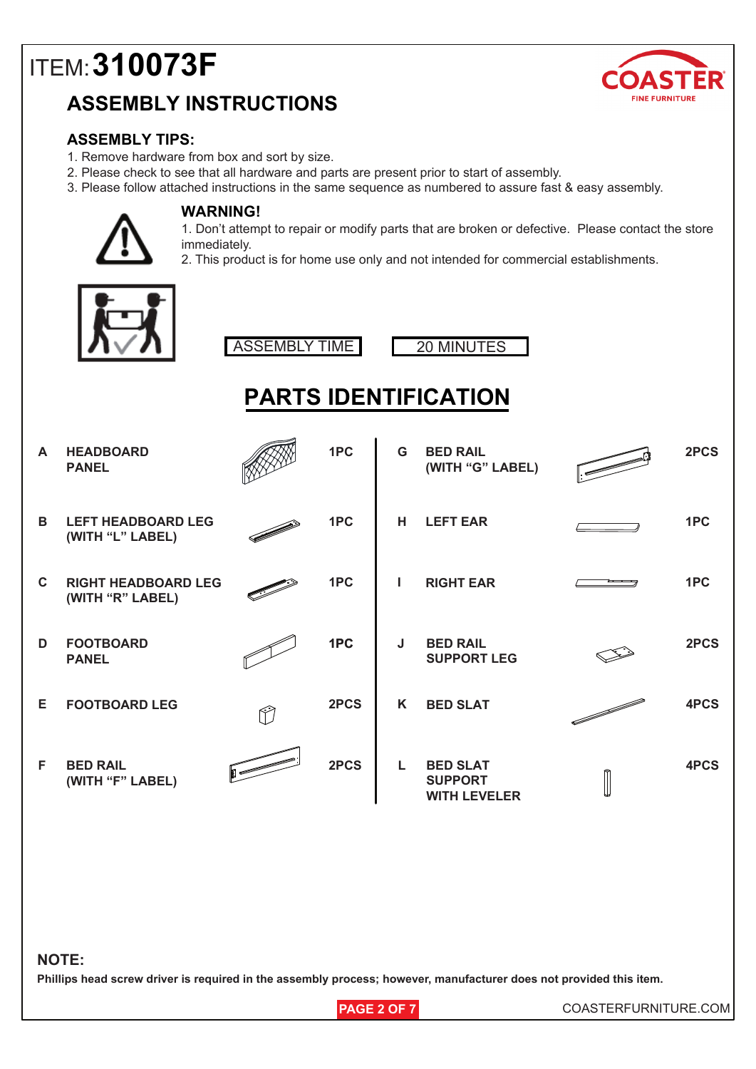# ITEM: 310073F

## ASSEMBLY INSTRUCTIONS

### ASSEMBLY TIPS:

1. Remove hardware from box and sort by size.
2. Please check to see that all hardware and parts are present prior to start of assembly.
3. Please follow attached instructions in the same sequence as numbered to assure fast & easy assembly.

### WARNING!

1. Don't attempt to repair or modify parts that are broken or defective. Please contact the store immediately.
2. This product is for home use only and not intended for commercial establishments.

| ASSEMBLY TIME | 20 MINUTES |
|---|---|

## PARTS IDENTIFICATION

| | Part | Qty |
|---|---|---|
| A | HEADBOARD PANEL | 1PC |
| B | LEFT HEADBOARD LEG (WITH "L" LABEL) | 1PC |
| C | RIGHT HEADBOARD LEG (WITH "R" LABEL) | 1PC |
| D | FOOTBOARD PANEL | 1PC |
| E | FOOTBOARD LEG | 2PCS |
| F | BED RAIL (WITH "F" LABEL) | 2PCS |
| G | BED RAIL (WITH "G" LABEL) | 2PCS |
| H | LEFT EAR | 1PC |
| I | RIGHT EAR | 1PC |
| J | BED RAIL SUPPORT LEG | 2PCS |
| K | BED SLAT | 4PCS |
| L | BED SLAT SUPPORT WITH LEVELER | 4PCS |

### NOTE:

**Phillips head screw driver is required in the assembly process; however, manufacturer does not provided this item.**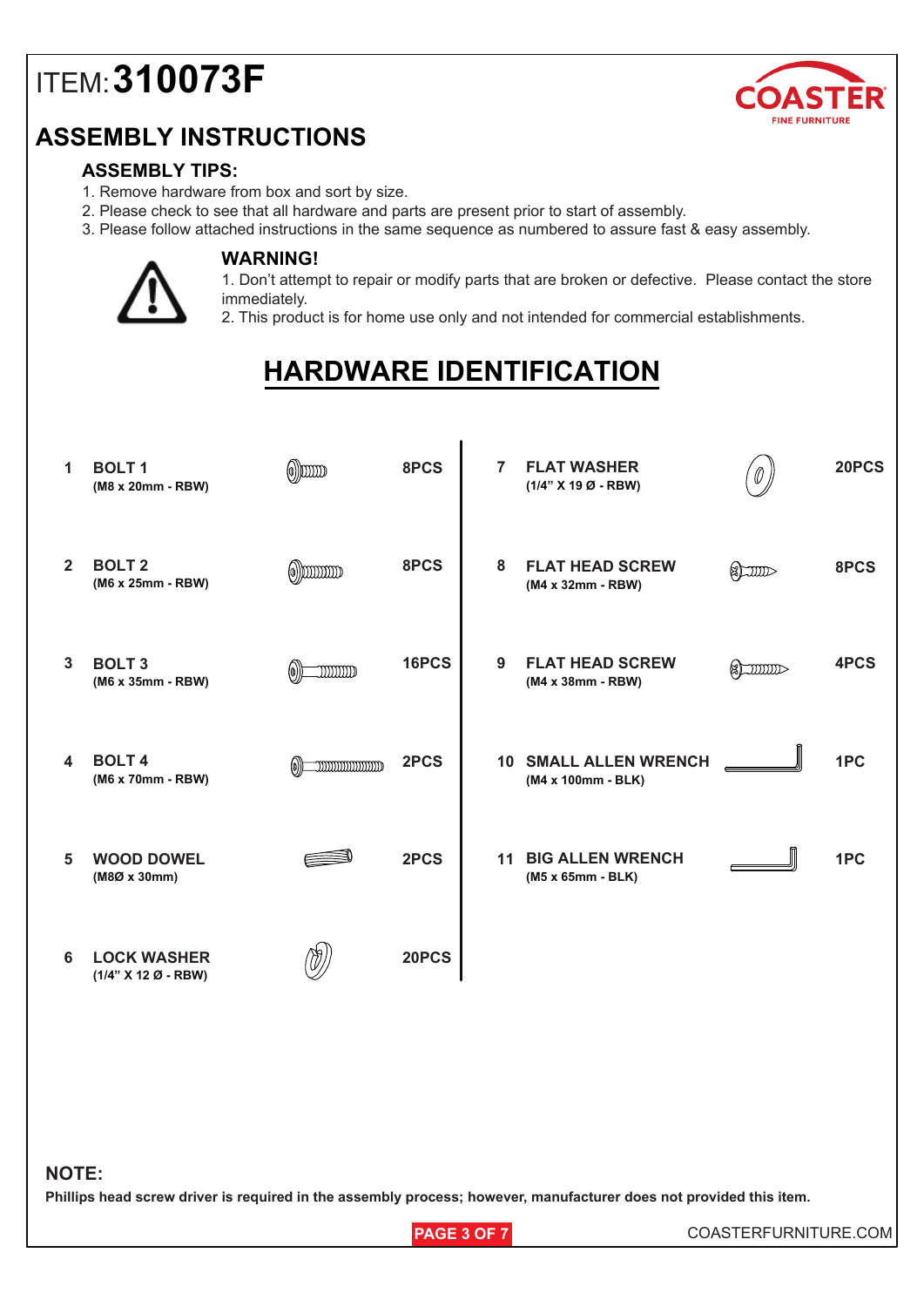ITEM: **310073F**

# ASSEMBLY INSTRUCTIONS

### ASSEMBLY TIPS:

1. Remove hardware from box and sort by size.
2. Please check to see that all hardware and parts are present prior to start of assembly.
3. Please follow attached instructions in the same sequence as numbered to assure fast & easy assembly.

### WARNING!

1. Don't attempt to repair or modify parts that are broken or defective. Please contact the store immediately.
2. This product is for home use only and not intended for commercial establishments.

## HARDWARE IDENTIFICATION

| No. | Item | Qty |
|---|---|---|
| 1 | **BOLT 1** (M8 x 20mm - RBW) | 8PCS |
| 2 | **BOLT 2** (M6 x 25mm - RBW) | 8PCS |
| 3 | **BOLT 3** (M6 x 35mm - RBW) | 16PCS |
| 4 | **BOLT 4** (M6 x 70mm - RBW) | 2PCS |
| 5 | **WOOD DOWEL** (M8Ø x 30mm) | 2PCS |
| 6 | **LOCK WASHER** (1/4" X 12 Ø - RBW) | 20PCS |
| 7 | **FLAT WASHER** (1/4" X 19 Ø - RBW) | 20PCS |
| 8 | **FLAT HEAD SCREW** (M4 x 32mm - RBW) | 8PCS |
| 9 | **FLAT HEAD SCREW** (M4 x 38mm - RBW) | 4PCS |
| 10 | **SMALL ALLEN WRENCH** (M4 x 100mm - BLK) | 1PC |
| 11 | **BIG ALLEN WRENCH** (M5 x 65mm - BLK) | 1PC |

**NOTE:**

**Phillips head screw driver is required in the assembly process; however, manufacturer does not provided this item.**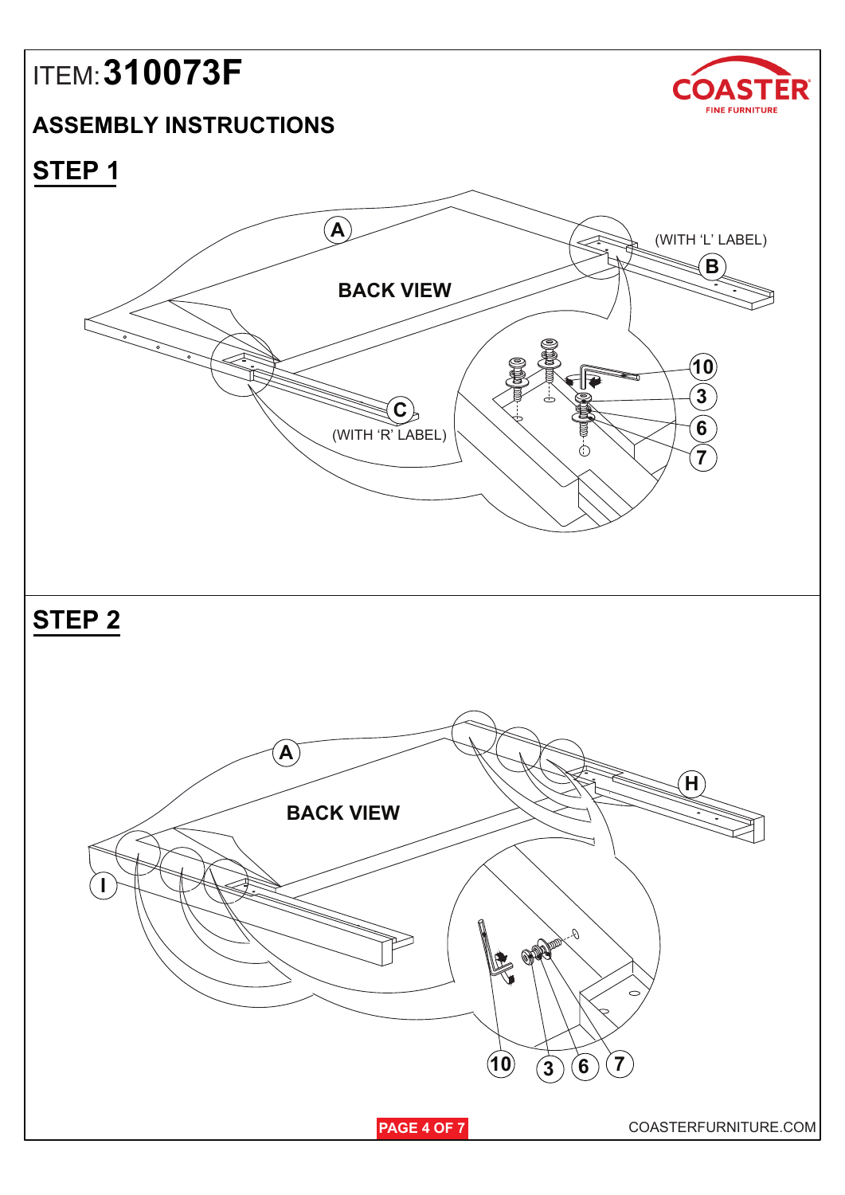ITEM: **310073F**

## ASSEMBLY INSTRUCTIONS

## STEP 1

A

BACK VIEW

(WITH 'L' LABEL)

B

C

(WITH 'R' LABEL)

10

3

6

7

## STEP 2

A

BACK VIEW

H

I

10 3 6 7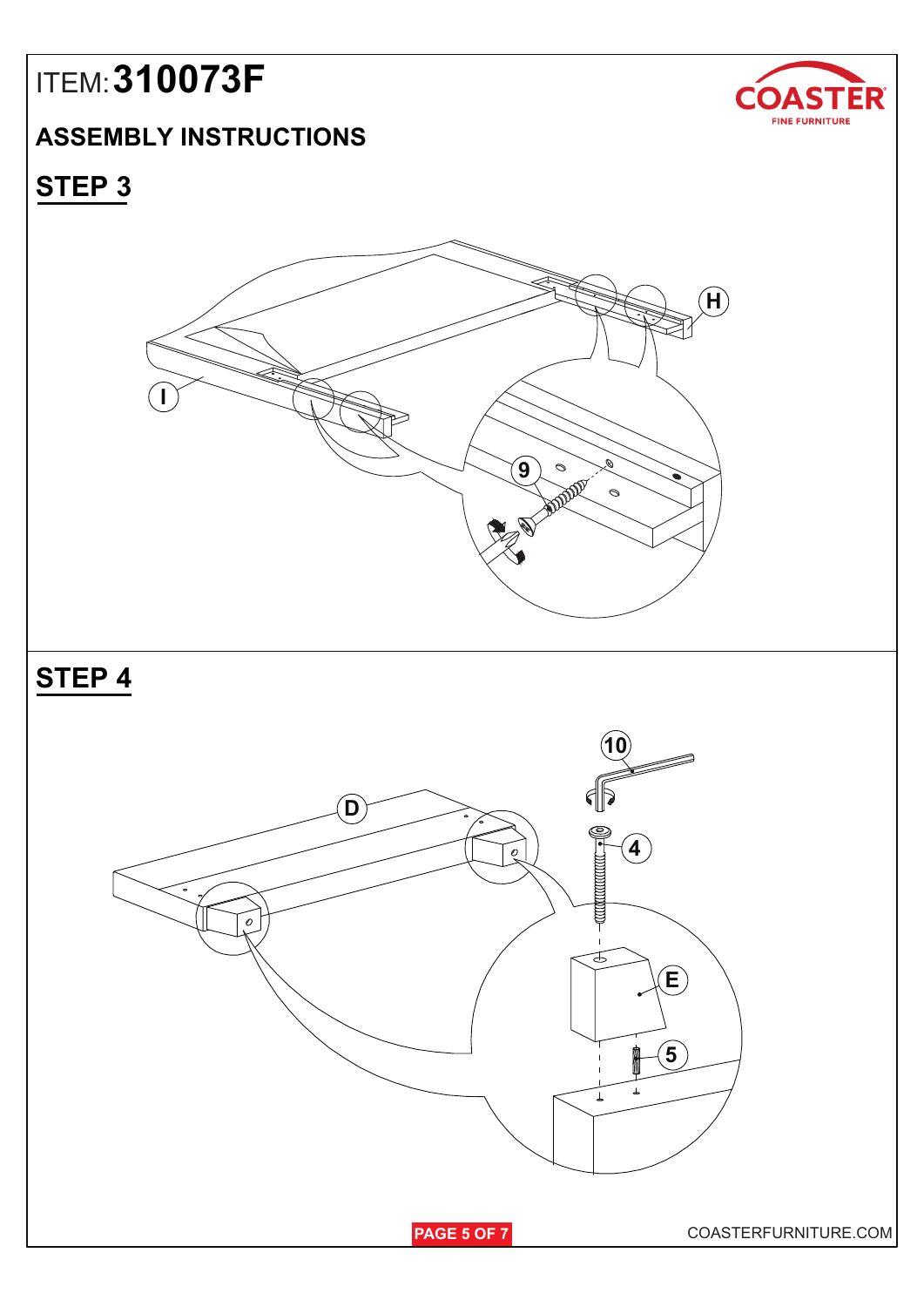ITEM: **310073F**

COASTER FINE FURNITURE

## ASSEMBLY INSTRUCTIONS

## STEP 3

H

I

9

## STEP 4

10

D

4

E

5

COASTERFURNITURE.COM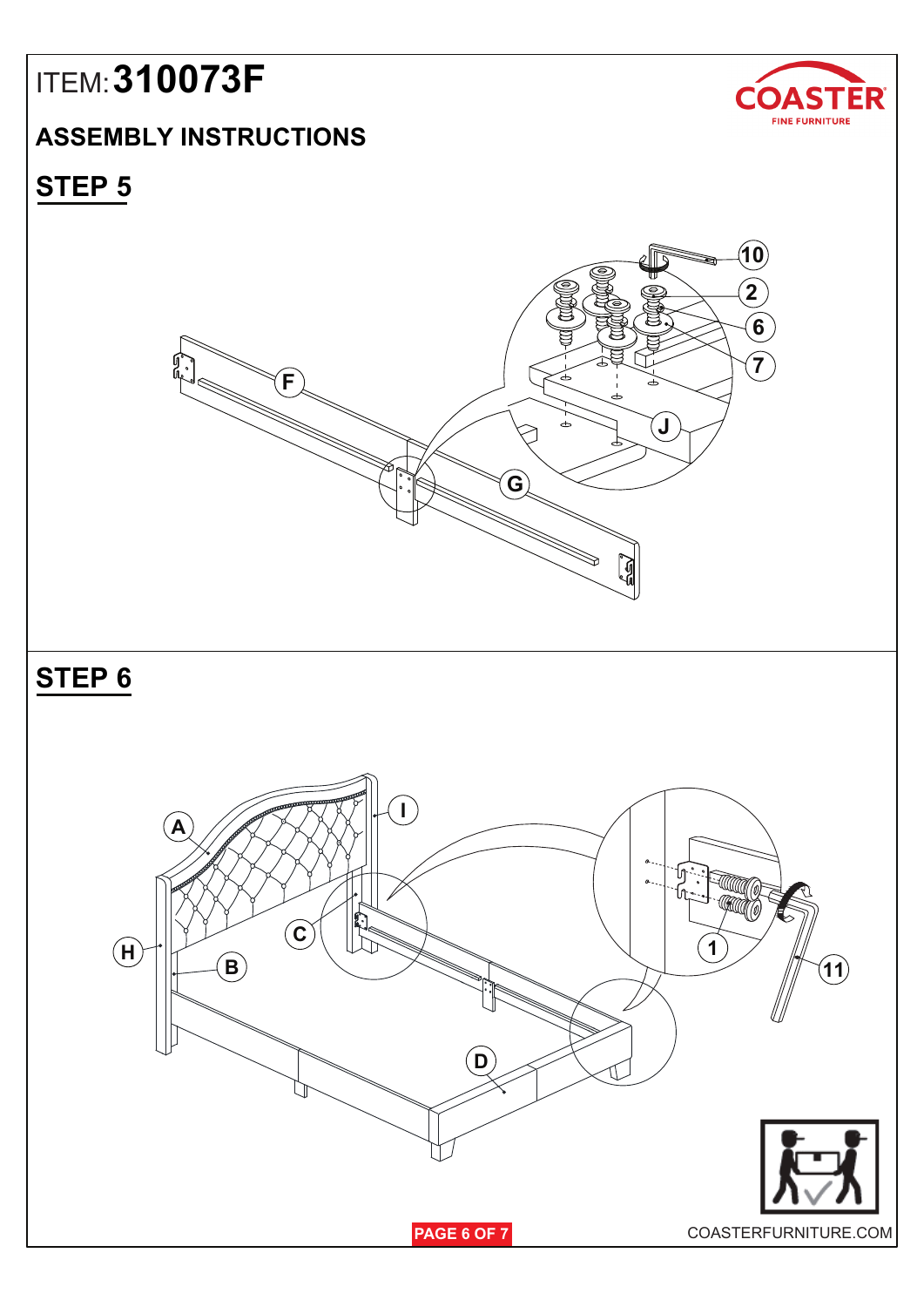ITEM: **310073F**

## ASSEMBLY INSTRUCTIONS

### STEP 5

10

2

6

7

F

J

G

### STEP 6

A

I

C

H

B

D

1

11

COASTERFURNITURE.COM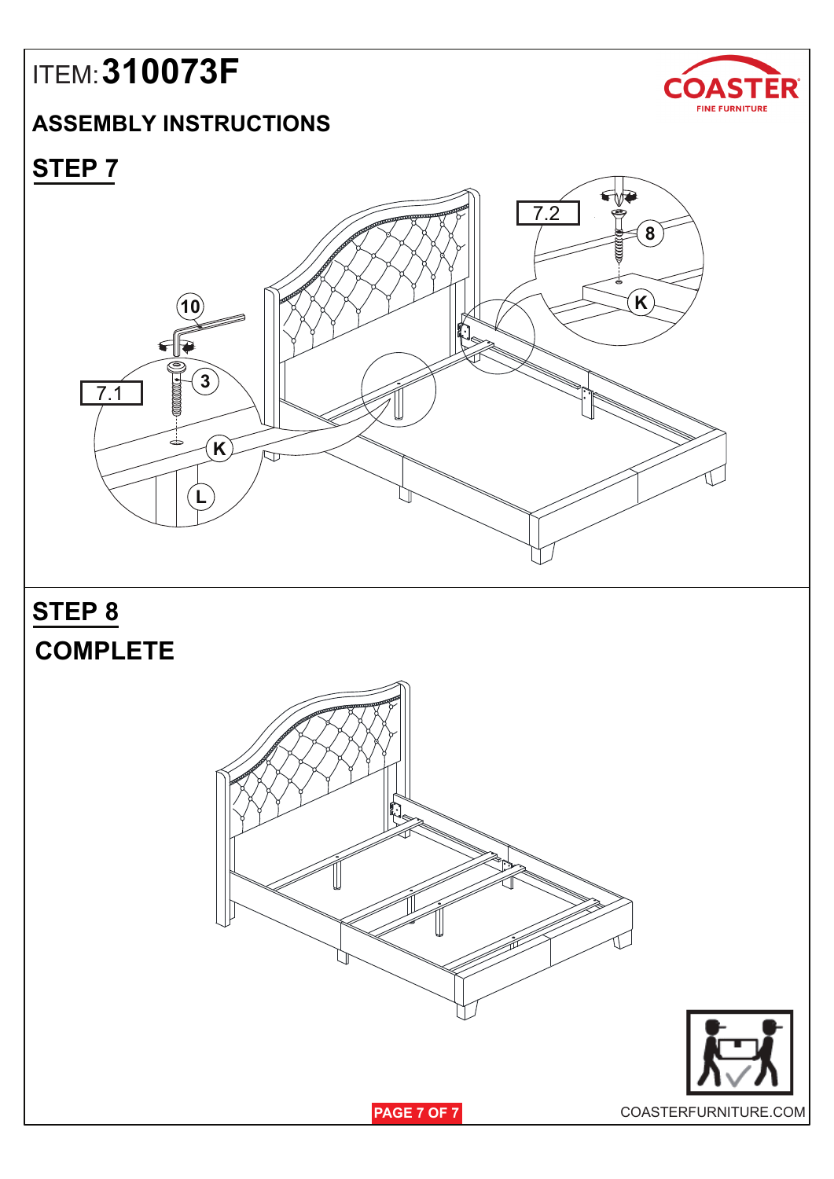ITEM: **310073F**

## ASSEMBLY INSTRUCTIONS

### STEP 7

7.1

10

3

K

L

7.2

8

K

### STEP 8

## COMPLETE

COASTERFURNITURE.COM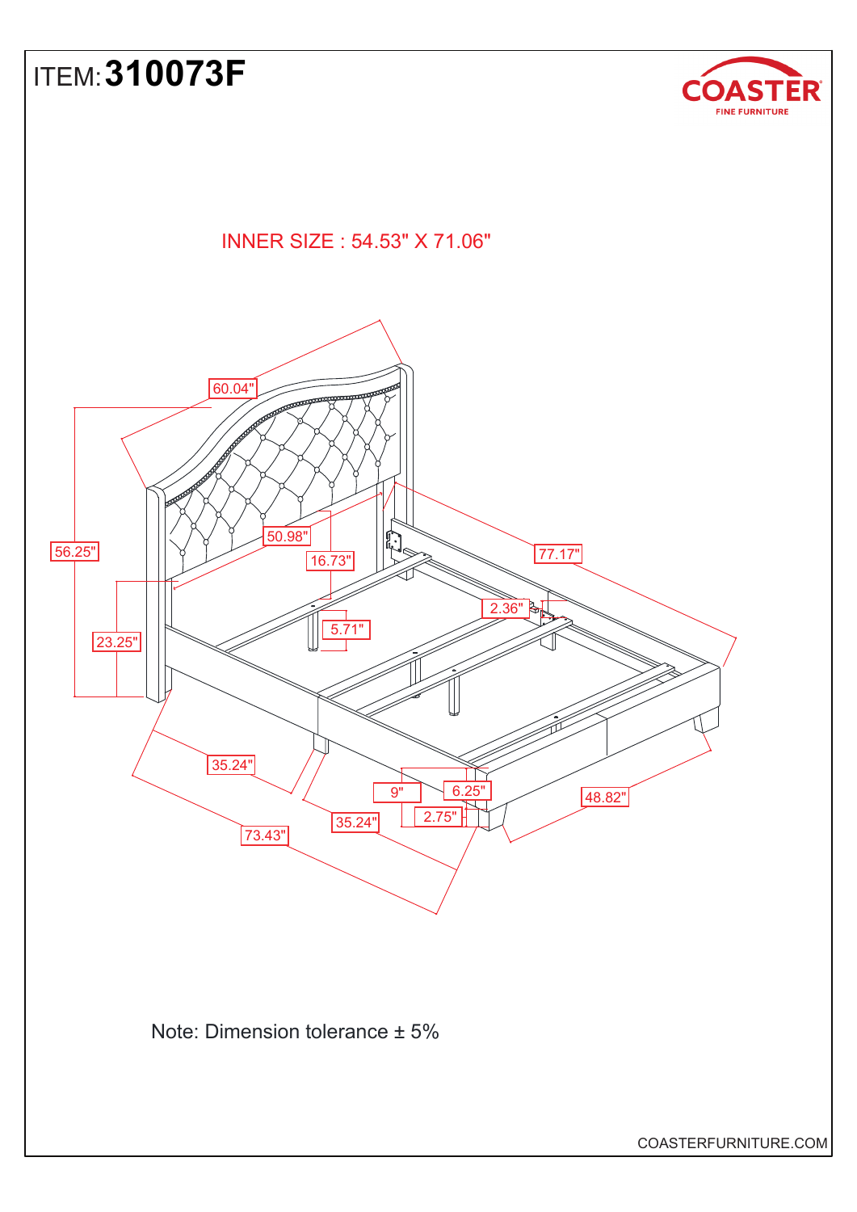# ITEM: 310073F

COASTER
FINE FURNITURE

INNER SIZE : 54.53" X 71.06"

60.04"
56.25"
50.98"
16.73"
23.25"
77.17"
2.36"
5.71"
35.24"
73.43"
35.24"
9"
6.25"
2.75"
48.82"

Note: Dimension tolerance ± 5%

COASTERFURNITURE.COM